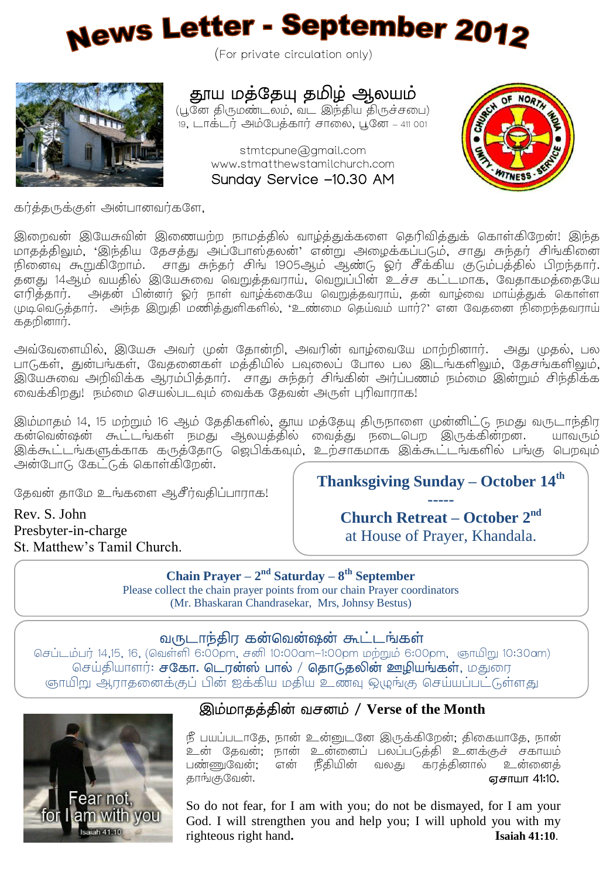# News Letter - September 2012

(For private circulation only)

## தூய மத்தேயு தமிழ் ஆலயம்

(பூனே திருமண்டலம், வட இந்திய திருச்சபை)
19, டாக்டர் அம்பேத்கார் சாலை, பூனே – 411 001

stmtcpune@gmail.com
www.stmatthewstamilchurch.com
Sunday Service –10.30 AM

கர்த்தருக்குள் அன்பானவர்களே,

இறைவன் இயேசுவின் இணையற்ற நாமத்தில் வாழ்த்துக்களை தெரிவித்துக் கொள்கிறேன்! இந்த மாதத்திலும், 'இந்திய தேசத்து அப்போஸ்தலன்' என்று அழைக்கப்படும், சாது சுந்தர் சிங்கினை நினைவு கூறுகிறோம். சாது சுந்தர் சிங் 1905ஆம் ஆண்டு ஓர் சீக்கிய குடும்பத்தில் பிறந்தார். தனது 14ஆம் வயதில் இயேசுவை வெறுத்தவராய், வெறுப்பின் உச்ச கட்டமாக, வேதாகமத்தையே எரித்தார். அதன் பின்னர் ஓர் நாள் வாழ்க்கையே வெறுத்தவராய், தன் வாழ்வை மாய்த்துக் கொள்ள முடிவெடுத்தார். அந்த இறுதி மணித்துளிகளில், 'உண்மை தெய்வம் யார்?' என வேதனை நிறைந்தவராய் கதறினார்.

அவ்வேளையில், இயேசு அவர் முன் தோன்றி, அவரின் வாழ்வையே மாற்றினார். அது முதல், பல பாடுகள், துன்பங்கள், வேதனைகள் மத்தியில் பவுலைப் போல பல இடங்களிலும், தேசங்களிலும், இயேசுவை அறிவிக்க ஆரம்பித்தார். சாது சுந்தர் சிங்கின் அர்ப்பணம் நம்மை இன்றும் சிந்திக்க வைக்கிறது! நம்மை செயல்படவும் வைக்க தேவன் அருள் புரிவாராக!

இம்மாதம் 14, 15 மற்றும் 16 ஆம் தேதிகளில், தூய மத்தேயு திருநாளை முன்னிட்டு நமது வருடாந்திர கன்வென்ஷன் கூட்டங்கள் நமது ஆலயத்தில் வைத்து நடைபெற இருக்கின்றன. யாவரும் இக்கூட்டங்களுக்காக கருத்தோடு ஜெபிக்கவும், உற்சாகமாக இக்கூட்டங்களில் பங்கு பெறவும் அன்போடு கேட்டுக் கொள்கிறேன்.

தேவன் தாமே உங்களை ஆசீர்வதிப்பாராக!

Rev. S. John
Presbyter-in-charge
St. Matthew's Tamil Church.

**Thanksgiving Sunday – October 14th**

-----

**Church Retreat – October 2nd**
at House of Prayer, Khandala.

**Chain Prayer – 2nd Saturday – 8th September**
Please collect the chain prayer points from our chain Prayer coordinators
(Mr. Bhaskaran Chandrasekar, Mrs, Johnsy Bestus)

### வருடாந்திர கன்வென்ஷன் கூட்டங்கள்

செப்டம்பர் 14,15, 16, (வெள்ளி 6:00pm, சனி 10:00am–1:00pm மற்றும் 6:00pm, ஞாயிறு 10:30am)
செய்தியாளர்: **சகோ. டொரன்ஸ் பால் / தொடுதலின் ஊழியங்கள்**, மதுரை
ஞாயிறு ஆராதனைக்குப் பின் ஐக்கிய மதிய உணவு ஒழுங்கு செய்யப்பட்டுள்ளது

### இம்மாதத்தின் வசனம் / Verse of the Month

நீ பயப்படாதே, நான் உன்னுடனே இருக்கிறேன்; திகையாதே, நான் உன் தேவன்; நான் உன்னைப் பலப்படுத்தி உனக்குச் சகாயம் பண்ணுவேன்; என் நீதியின் வலது கரத்தினால் உன்னைத் தாங்குவேன். ஏசாயா 41:10.

So do not fear, for I am with you; do not be dismayed, for I am your God. I will strengthen you and help you; I will uphold you with my righteous right hand. **Isaiah 41:10**.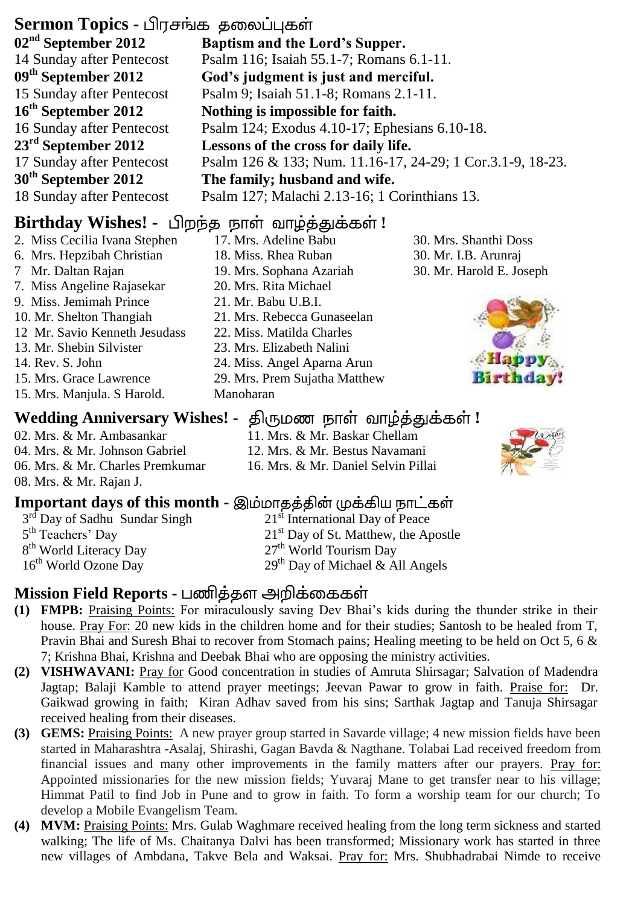## Sermon Topics - பிரசங்க தலைப்புகள்

**02nd September 2012** — **Baptism and the Lord's Supper.**
14 Sunday after Pentecost — Psalm 116; Isaiah 55.1-7; Romans 6.1-11.

**09th September 2012** — **God's judgment is just and merciful.**
15 Sunday after Pentecost — Psalm 9; Isaiah 51.1-8; Romans 2.1-11.

**16th September 2012** — **Nothing is impossible for faith.**
16 Sunday after Pentecost — Psalm 124; Exodus 4.10-17; Ephesians 6.10-18.

**23rd September 2012** — **Lessons of the cross for daily life.**
17 Sunday after Pentecost — Psalm 126 & 133; Num. 11.16-17, 24-29; 1 Cor.3.1-9, 18-23.

**30th September 2012** — **The family; husband and wife.**
18 Sunday after Pentecost — Psalm 127; Malachi 2.13-16; 1 Corinthians 13.

## Birthday Wishes! - பிறந்த நாள் வாழ்த்துக்கள் !

2. Miss Cecilia Ivana Stephen
6. Mrs. Hepzibah Christian
7 Mr. Daltan Rajan
7. Miss Angeline Rajasekar
9. Miss. Jemimah Prince
10. Mr. Shelton Thangiah
12 Mr. Savio Kenneth Jesudass
13. Mr. Shebin Silvister
14. Rev. S. John
15. Mrs. Grace Lawrence
15. Mrs. Manjula. S Harold.
17. Mrs. Adeline Babu
18. Miss. Rhea Ruban
19. Mrs. Sophana Azariah
20. Mrs. Rita Michael
21. Mr. Babu U.B.I.
21. Mrs. Rebecca Gunaseelan
22. Miss. Matilda Charles
23. Mrs. Elizabeth Nalini
24. Miss. Angel Aparna Arun
29. Mrs. Prem Sujatha Matthew Manoharan
30. Mrs. Shanthi Doss
30. Mr. I.B. Arunraj
30. Mr. Harold E. Joseph

## Wedding Anniversary Wishes! - திருமண நாள் வாழ்த்துக்கள் !

02. Mrs. & Mr. Ambasankar
04. Mrs. & Mr. Johnson Gabriel
06. Mrs. & Mr. Charles Premkumar
08. Mrs. & Mr. Rajan J.
11. Mrs. & Mr. Baskar Chellam
12. Mrs. & Mr. Bestus Navamani
16. Mrs. & Mr. Daniel Selvin Pillai

## Important days of this month - இம்மாதத்தின் முக்கிய நாட்கள்

3rd Day of Sadhu Sundar Singh
5th Teachers' Day
8th World Literacy Day
16th World Ozone Day
21st International Day of Peace
21st Day of St. Matthew, the Apostle
27th World Tourism Day
29th Day of Michael & All Angels

## Mission Field Reports - பணித்தள அறிக்கைகள்

**(1) FMPB:** Praising Points: For miraculously saving Dev Bhai's kids during the thunder strike in their house. Pray For: 20 new kids in the children home and for their studies; Santosh to be healed from T, Pravin Bhai and Suresh Bhai to recover from Stomach pains; Healing meeting to be held on Oct 5, 6 & 7; Krishna Bhai, Krishna and Deebak Bhai who are opposing the ministry activities.

**(2) VISHWAVANI:** Pray for Good concentration in studies of Amruta Shirsagar; Salvation of Madendra Jagtap; Balaji Kamble to attend prayer meetings; Jeevan Pawar to grow in faith. Praise for: Dr. Gaikwad growing in faith; Kiran Adhav saved from his sins; Sarthak Jagtap and Tanuja Shirsagar received healing from their diseases.

**(3) GEMS:** Praising Points: A new prayer group started in Savarde village; 4 new mission fields have been started in Maharashtra -Asalaj, Shirashi, Gagan Bavda & Nagthane. Tolabai Lad received freedom from financial issues and many other improvements in the family matters after our prayers. Pray for: Appointed missionaries for the new mission fields; Yuvaraj Mane to get transfer near to his village; Himmat Patil to find Job in Pune and to grow in faith. To form a worship team for our church; To develop a Mobile Evangelism Team.

**(4) MVM:** Praising Points: Mrs. Gulab Waghmare received healing from the long term sickness and started walking; The life of Ms. Chaitanya Dalvi has been transformed; Missionary work has started in three new villages of Ambdana, Takve Bela and Waksai. Pray for: Mrs. Shubhadrabai Nimde to receive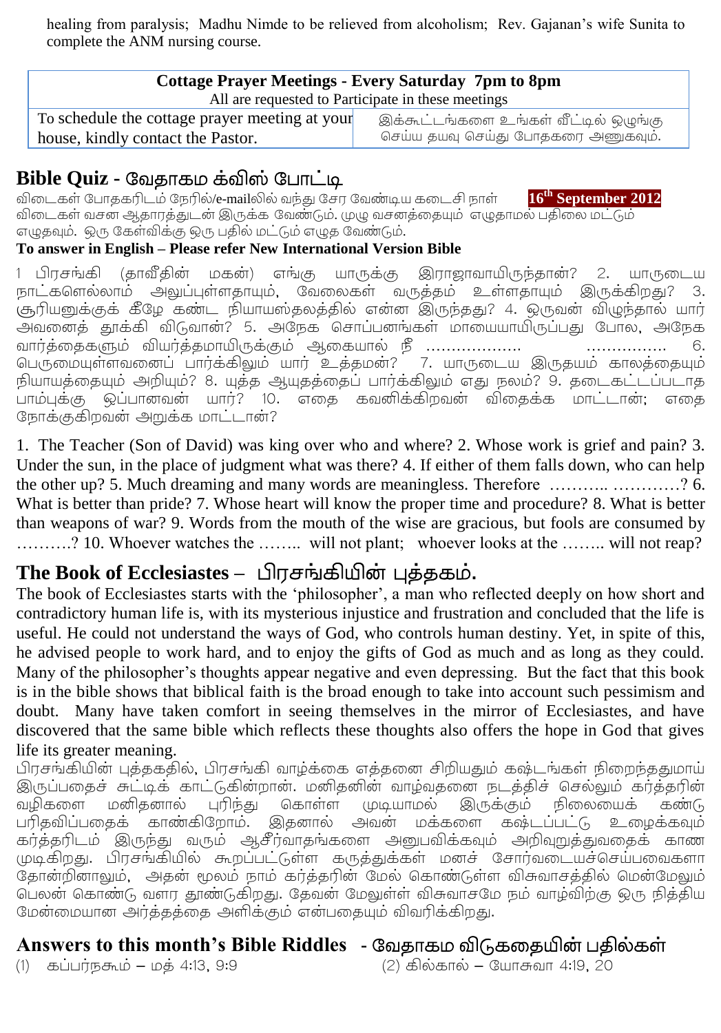healing from paralysis; Madhu Nimde to be relieved from alcoholism; Rev. Gajanan's wife Sunita to complete the ANM nursing course.

| **Cottage Prayer Meetings - Every Saturday 7pm to 8pm** All are requested to Participate in these meetings | |
|---|---|
| To schedule the cottage prayer meeting at your house, kindly contact the Pastor. | இக்கூட்டங்களை உங்கள் வீட்டில் ஒழுங்கு செய்ய தயவு செய்து போதகரை அணுகவும். |

## Bible Quiz - வேதாகம க்விஸ் போட்டி

விடைகள் போதகரிடம் நேரில்/e-mailலில் வந்து சேர வேண்டிய கடைசி நாள் **16th September 2012**
விடைகள் வசன ஆதாரத்துடன் இருக்க வேண்டும். முழு வசனத்தையும் எழுதாமல் பதிலை மட்டும் எழுதவும். ஒரு கேள்விக்கு ஒரு பதில் மட்டும் எழுத வேண்டும்.

**To answer in English – Please refer New International Version Bible**

1 பிரசங்கி (தாவீதின் மகன்) எங்கு யாருக்கு இராஜாவாயிருந்தான்? 2. யாருடைய நாட்களெல்லாம் அலுப்புள்ளதாயும், வேலைகள் வருத்தம் உள்ளதாயும் இருக்கிறது? 3. சூரியனுக்குக் கீழே கண்ட நியாயஸ்தலத்தில் என்ன இருந்தது? 4. ஒருவன் விழுந்தால் யார் அவனைத் தூக்கி விடுவான்? 5. அநேக சொப்பனங்கள் மாயையாயிருப்பது போல, அநேக வார்த்தைகளும் வியர்த்தமாயிருக்கும் ஆகையால் நீ ……………….. ……………. 6. பெருமையுள்ளவனைப் பார்க்கிலும் யார் உத்தமன்? 7. யாருடைய இருதயம் காலத்தையும் நியாயத்தையும் அறியும்? 8. யுத்த ஆயுதத்தைப் பார்க்கிலும் எது நலம்? 9. தடைகட்டப்படாத பாம்புக்கு ஒப்பானவன் யார்? 10. எதை கவனிக்கிறவன் விதைக்க மாட்டான்; எதை நோக்குகிறவன் அறுக்க மாட்டான்?

1. The Teacher (Son of David) was king over who and where? 2. Whose work is grief and pain? 3. Under the sun, in the place of judgment what was there? 4. If either of them falls down, who can help the other up? 5. Much dreaming and many words are meaningless. Therefore ……….. …………? 6. What is better than pride? 7. Whose heart will know the proper time and procedure? 8. What is better than weapons of war? 9. Words from the mouth of the wise are gracious, but fools are consumed by ……….? 10. Whoever watches the …….. will not plant; whoever looks at the …….. will not reap?

## The Book of Ecclesiastes – பிரசங்கியின் புத்தகம்.

The book of Ecclesiastes starts with the 'philosopher', a man who reflected deeply on how short and contradictory human life is, with its mysterious injustice and frustration and concluded that the life is useful. He could not understand the ways of God, who controls human destiny. Yet, in spite of this, he advised people to work hard, and to enjoy the gifts of God as much and as long as they could. Many of the philosopher's thoughts appear negative and even depressing. But the fact that this book is in the bible shows that biblical faith is the broad enough to take into account such pessimism and doubt. Many have taken comfort in seeing themselves in the mirror of Ecclesiastes, and have discovered that the same bible which reflects these thoughts also offers the hope in God that gives life its greater meaning.

பிரசங்கியின் புத்தகத்தில், பிரசங்கி வாழ்க்கை எத்தனை சிறியதும் கஷ்டங்கள் நிறைந்ததுமாய் இருப்பதைச் சுட்டிக் காட்டுகின்றான். மனிதனின் வாழ்வதனை நடத்திச் செல்லும் கர்த்தரின் வழிகளை மனிதனால் புரிந்து கொள்ள முடியாமல் இருக்கும் நிலையைக் கண்டு பரிதவிப்பதைக் காண்கிறோம். இதனால் அவன் மக்களை கஷ்டப்பட்டு உழைக்கவும் கர்த்தரிடம் இருந்து வரும் ஆசீர்வாதங்களை அனுபவிக்கவும் அறிவுறுத்துவதைக் காண முடிகிறது. பிரசங்கியில் கூறப்பட்டுள்ள கருத்துக்கள் மனச் சோர்வடையச்செய்பவைகளா தோன்றினாலும், அதன் மூலம் நாம் கர்த்தரின் மேல் கொண்டுள்ள விசுவாசத்தில் மென்மேலும் பெலன் கொண்டு வளர தூண்டுகிறது. தேவன் மேலுள்ள விசுவாசமே நம் வாழ்விற்கு ஒரு நித்திய மேன்மையான அர்த்தத்தை அளிக்கும் என்பதையும் விவரிக்கிறது.

## Answers to this month's Bible Riddles - வேதாகம விடுகதையின் பதில்கள்

(1) கப்பர்நகூம் – மத் 4:13, 9:9
(2) கில்கால் – யோசுவா 4:19, 20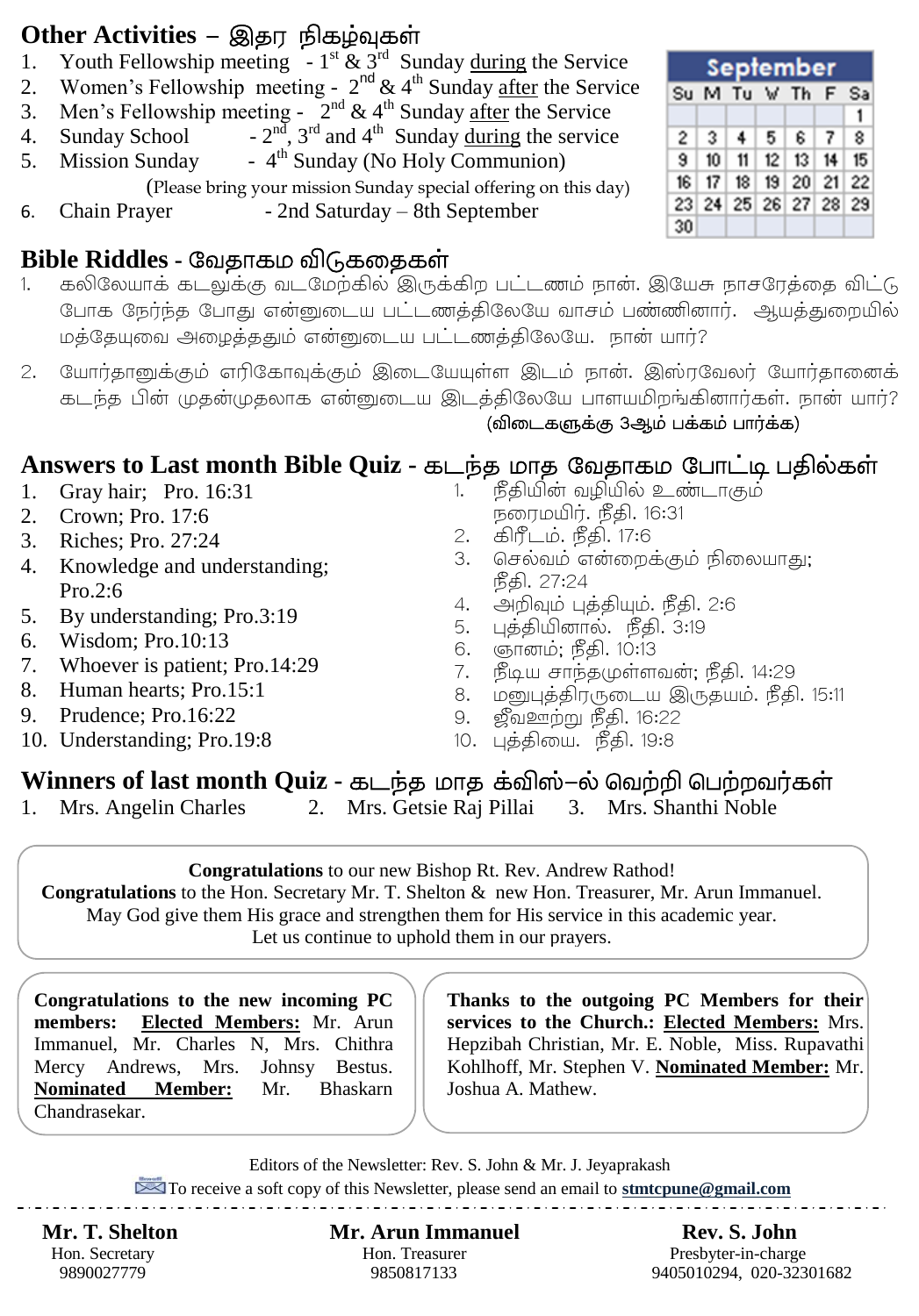## Other Activities – இதர நிகழ்வுகள்

1. Youth Fellowship meeting - 1st & 3rd Sunday during the Service
2. Women's Fellowship meeting - 2nd & 4th Sunday after the Service
3. Men's Fellowship meeting - 2nd & 4th Sunday after the Service
4. Sunday School - 2nd, 3rd and 4th Sunday during the service
5. Mission Sunday - 4th Sunday (No Holy Communion)
   (Please bring your mission Sunday special offering on this day)
6. Chain Prayer - 2nd Saturday – 8th September

| September | | | | | | |
|---|---|---|---|---|---|---|
| Su | M | Tu | W | Th | F | Sa |
| | | | | | | 1 |
| 2 | 3 | 4 | 5 | 6 | 7 | 8 |
| 9 | 10 | 11 | 12 | 13 | 14 | 15 |
| 16 | 17 | 18 | 19 | 20 | 21 | 22 |
| 23 | 24 | 25 | 26 | 27 | 28 | 29 |
| 30 | | | | | | |

## Bible Riddles - வேதாகம விடுகதைகள்

1. கலிலேயாக் கடலுக்கு வடமேற்கில் இருக்கிற பட்டணம் நான். இயேசு நாசரேத்தை விட்டு போக நேர்ந்த போது என்னுடைய பட்டணத்திலேயே வாசம் பண்ணினார். ஆயத்துறையில் மத்தேயுவை அழைத்ததும் என்னுடைய பட்டணத்திலேயே. நான் யார்?
2. யோர்தானுக்கும் எரிகோவுக்கும் இடையேயுள்ள இடம் நான். இஸ்ரவேலர் யோர்தானைக் கடந்த பின் முதன்முதலாக என்னுடைய இடத்திலேயே பாளயமிறங்கினார்கள். நான் யார்?

(விடைகளுக்கு 3ஆம் பக்கம் பார்க்க)

## Answers to Last month Bible Quiz - கடந்த மாத வேதாகம போட்டி பதில்கள்

1. Gray hair; Pro. 16:31
2. Crown; Pro. 17:6
3. Riches; Pro. 27:24
4. Knowledge and understanding; Pro.2:6
5. By understanding; Pro.3:19
6. Wisdom; Pro.10:13
7. Whoever is patient; Pro.14:29
8. Human hearts; Pro.15:1
9. Prudence; Pro.16:22
10. Understanding; Pro.19:8

1. நீதியின் வழியில் உண்டாகும் நரைமயிர். நீதி. 16:31
2. கிரீடம். நீதி. 17:6
3. செல்வம் என்றைக்கும் நிலையாது; நீதி. 27:24
4. அறிவும் புத்தியும். நீதி. 2:6
5. புத்தியினால். நீதி. 3:19
6. ஞானம்; நீதி. 10:13
7. நீடிய சாந்தமுள்ளவன்; நீதி. 14:29
8. மனுபுத்திரருடைய இருதயம். நீதி. 15:11
9. ஜீவஊற்று நீதி. 16:22
10. புத்தியை. நீதி. 19:8

## Winners of last month Quiz - கடந்த மாத க்விஸ்–ல் வெற்றி பெற்றவர்கள்

1. Mrs. Angelin Charles 2. Mrs. Getsie Raj Pillai 3. Mrs. Shanthi Noble

**Congratulations** to our new Bishop Rt. Rev. Andrew Rathod!
**Congratulations** to the Hon. Secretary Mr. T. Shelton & new Hon. Treasurer, Mr. Arun Immanuel.
May God give them His grace and strengthen them for His service in this academic year.
Let us continue to uphold them in our prayers.

**Congratulations to the new incoming PC members:** **Elected Members:** Mr. Arun Immanuel, Mr. Charles N, Mrs. Chithra Mercy Andrews, Mrs. Johnsy Bestus. **Nominated Member:** Mr. Bhaskarn Chandrasekar.

**Thanks to the outgoing PC Members for their services to the Church.:** **Elected Members:** Mrs. Hepzibah Christian, Mr. E. Noble, Miss. Rupavathi Kohlhoff, Mr. Stephen V. **Nominated Member:** Mr. Joshua A. Mathew.

Editors of the Newsletter: Rev. S. John & Mr. J. Jeyaprakash

To receive a soft copy of this Newsletter, please send an email to **stmtcpune@gmail.com**

**Mr. T. Shelton**
Hon. Secretary
9890027779

**Mr. Arun Immanuel**
Hon. Treasurer
9850817133

**Rev. S. John**
Presbyter-in-charge
9405010294, 020-32301682